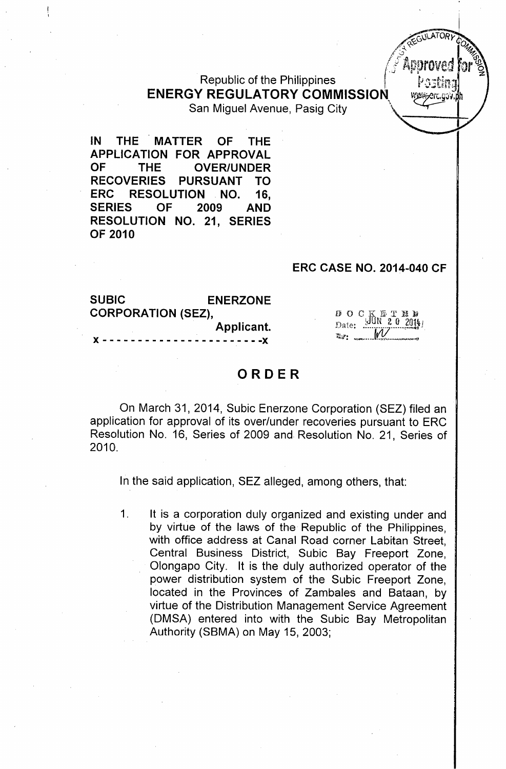Republic of the Philippines
**ENERGY REGULATORY COMMISSION**
San Miguel Avenue, Pasig City

**IN THE MATTER OF THE APPLICATION FOR APPROVAL OF THE OVER/UNDER RECOVERIES PURSUANT TO ERC RESOLUTION NO. 16, SERIES OF 2009 AND RESOLUTION NO. 21, SERIES OF 2010**

**ERC CASE NO. 2014-040 CF**

**SUBIC ENERZONE CORPORATION (SEZ),**
**Applicant.**
**x - - - - - - - - - - - - - - - - - - - - - - x**

DOCKETED
Date: JUN 20 2014
By: ______

# ORDER

On March 31, 2014, Subic Enerzone Corporation (SEZ) filed an application for approval of its over/under recoveries pursuant to ERC Resolution No. 16, Series of 2009 and Resolution No. 21, Series of 2010.

In the said application, SEZ alleged, among others, that:

1. It is a corporation duly organized and existing under and by virtue of the laws of the Republic of the Philippines, with office address at Canal Road corner Labitan Street, Central Business District, Subic Bay Freeport Zone, Olongapo City. It is the duly authorized operator of the power distribution system of the Subic Freeport Zone, located in the Provinces of Zambales and Bataan, by virtue of the Distribution Management Service Agreement (DMSA) entered into with the Subic Bay Metropolitan Authority (SBMA) on May 15, 2003;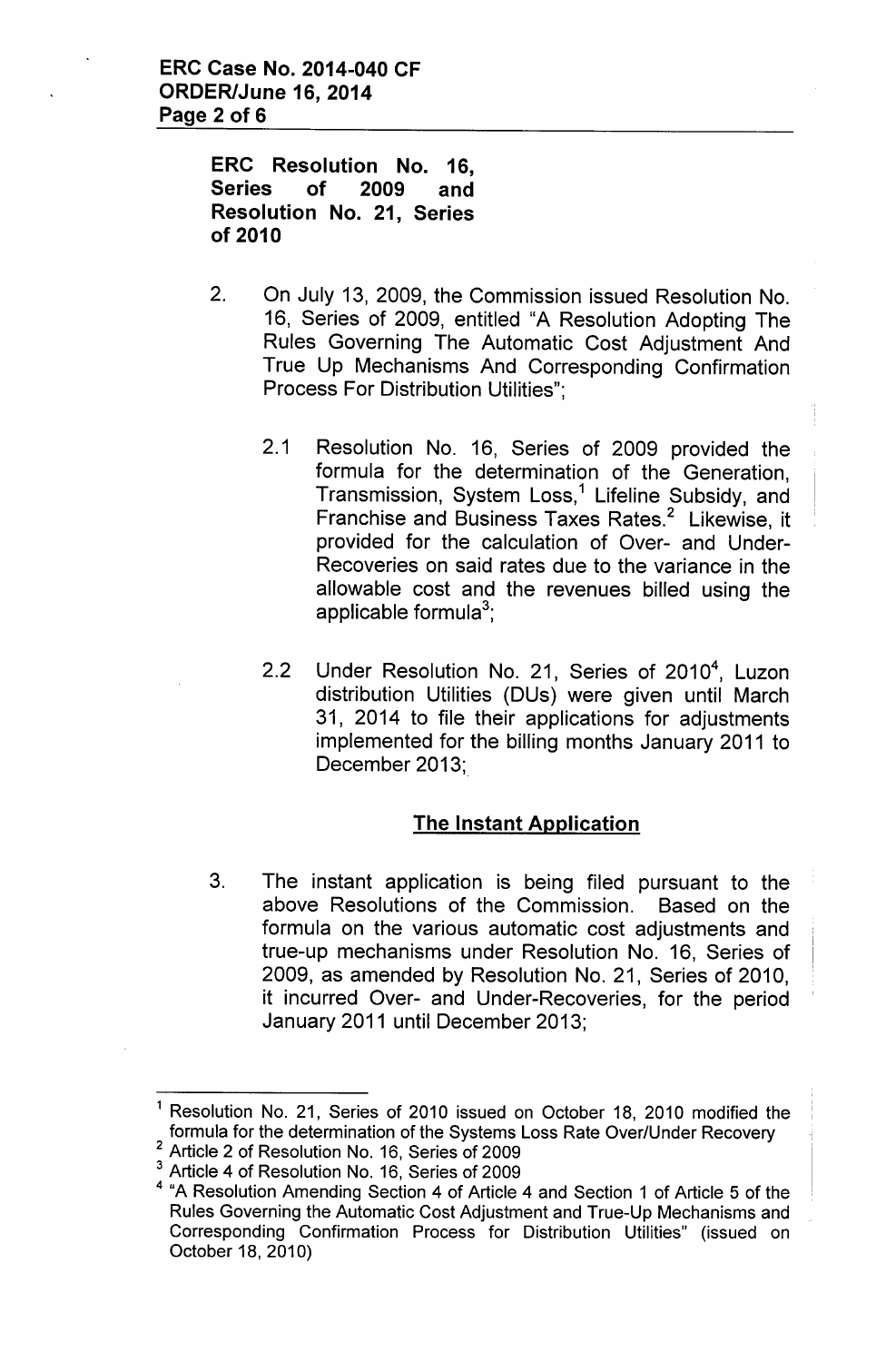**ERC Resolution No. 16, Series of 2009 and Resolution No. 21, Series of 2010**

2. On July 13, 2009, the Commission issued Resolution No. 16, Series of 2009, entitled "A Resolution Adopting The Rules Governing The Automatic Cost Adjustment And True Up Mechanisms And Corresponding Confirmation Process For Distribution Utilities";

   2.1 Resolution No. 16, Series of 2009 provided the formula for the determination of the Generation, Transmission, System Loss,[1] Lifeline Subsidy, and Franchise and Business Taxes Rates.[2] Likewise, it provided for the calculation of Over- and Under-Recoveries on said rates due to the variance in the allowable cost and the revenues billed using the applicable formula[3];

   2.2 Under Resolution No. 21, Series of 2010[4], Luzon distribution Utilities (DUs) were given until March 31, 2014 to file their applications for adjustments implemented for the billing months January 2011 to December 2013;

**The Instant Application**

3. The instant application is being filed pursuant to the above Resolutions of the Commission. Based on the formula on the various automatic cost adjustments and true-up mechanisms under Resolution No. 16, Series of 2009, as amended by Resolution No. 21, Series of 2010, it incurred Over- and Under-Recoveries, for the period January 2011 until December 2013;

---

[1] Resolution No. 21, Series of 2010 issued on October 18, 2010 modified the formula for the determination of the Systems Loss Rate Over/Under Recovery

[2] Article 2 of Resolution No. 16, Series of 2009

[3] Article 4 of Resolution No. 16, Series of 2009

[4] "A Resolution Amending Section 4 of Article 4 and Section 1 of Article 5 of the Rules Governing the Automatic Cost Adjustment and True-Up Mechanisms and Corresponding Confirmation Process for Distribution Utilities" (issued on October 18, 2010)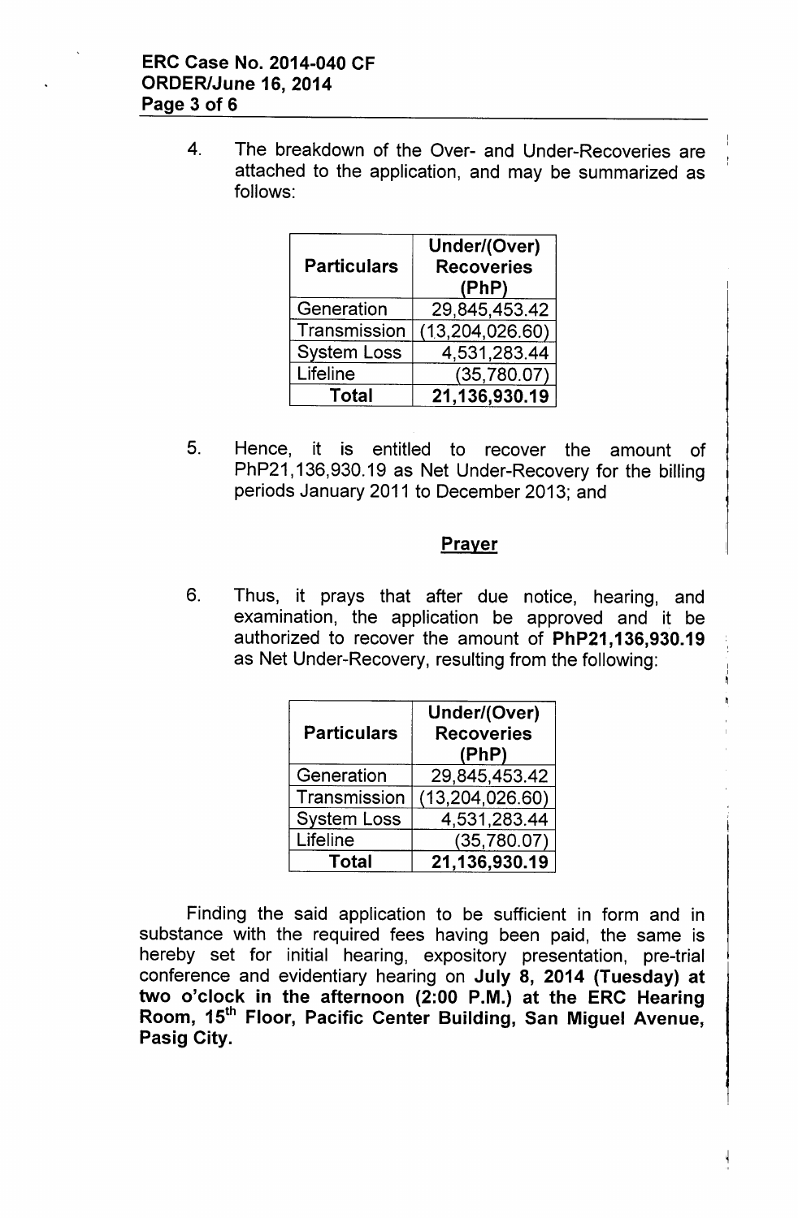4. The breakdown of the Over- and Under-Recoveries are attached to the application, and may be summarized as follows:

| Particulars | Under/(Over) Recoveries (PhP) |
|---|---|
| Generation | 29,845,453.42 |
| Transmission | (13,204,026.60) |
| System Loss | 4,531,283.44 |
| Lifeline | (35,780.07) |
| **Total** | **21,136,930.19** |

5. Hence, it is entitled to recover the amount of PhP21,136,930.19 as Net Under-Recovery for the billing periods January 2011 to December 2013; and

## Prayer

6. Thus, it prays that after due notice, hearing, and examination, the application be approved and it be authorized to recover the amount of **PhP21,136,930.19** as Net Under-Recovery, resulting from the following:

| Particulars | Under/(Over) Recoveries (PhP) |
|---|---|
| Generation | 29,845,453.42 |
| Transmission | (13,204,026.60) |
| System Loss | 4,531,283.44 |
| Lifeline | (35,780.07) |
| **Total** | **21,136,930.19** |

Finding the said application to be sufficient in form and in substance with the required fees having been paid, the same is hereby set for initial hearing, expository presentation, pre-trial conference and evidentiary hearing on **July 8, 2014 (Tuesday) at two o'clock in the afternoon (2:00 P.M.) at the ERC Hearing Room, 15th Floor, Pacific Center Building, San Miguel Avenue, Pasig City.**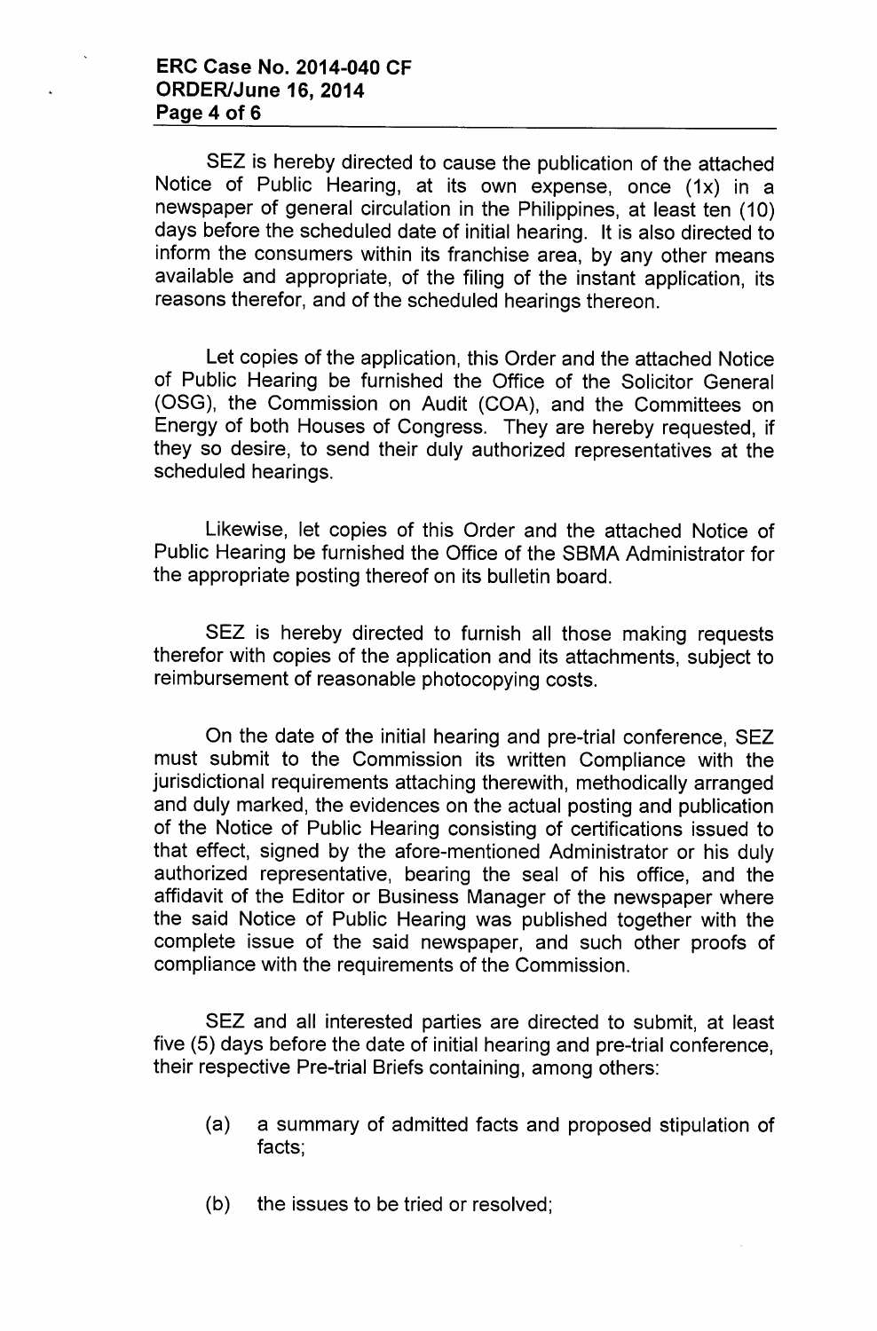SEZ is hereby directed to cause the publication of the attached Notice of Public Hearing, at its own expense, once (1x) in a newspaper of general circulation in the Philippines, at least ten (10) days before the scheduled date of initial hearing. It is also directed to inform the consumers within its franchise area, by any other means available and appropriate, of the filing of the instant application, its reasons therefor, and of the scheduled hearings thereon.

Let copies of the application, this Order and the attached Notice of Public Hearing be furnished the Office of the Solicitor General (OSG), the Commission on Audit (COA), and the Committees on Energy of both Houses of Congress. They are hereby requested, if they so desire, to send their duly authorized representatives at the scheduled hearings.

Likewise, let copies of this Order and the attached Notice of Public Hearing be furnished the Office of the SBMA Administrator for the appropriate posting thereof on its bulletin board.

SEZ is hereby directed to furnish all those making requests therefor with copies of the application and its attachments, subject to reimbursement of reasonable photocopying costs.

On the date of the initial hearing and pre-trial conference, SEZ must submit to the Commission its written Compliance with the jurisdictional requirements attaching therewith, methodically arranged and duly marked, the evidences on the actual posting and publication of the Notice of Public Hearing consisting of certifications issued to that effect, signed by the afore-mentioned Administrator or his duly authorized representative, bearing the seal of his office, and the affidavit of the Editor or Business Manager of the newspaper where the said Notice of Public Hearing was published together with the complete issue of the said newspaper, and such other proofs of compliance with the requirements of the Commission.

SEZ and all interested parties are directed to submit, at least five (5) days before the date of initial hearing and pre-trial conference, their respective Pre-trial Briefs containing, among others:

(a) a summary of admitted facts and proposed stipulation of facts;

(b) the issues to be tried or resolved;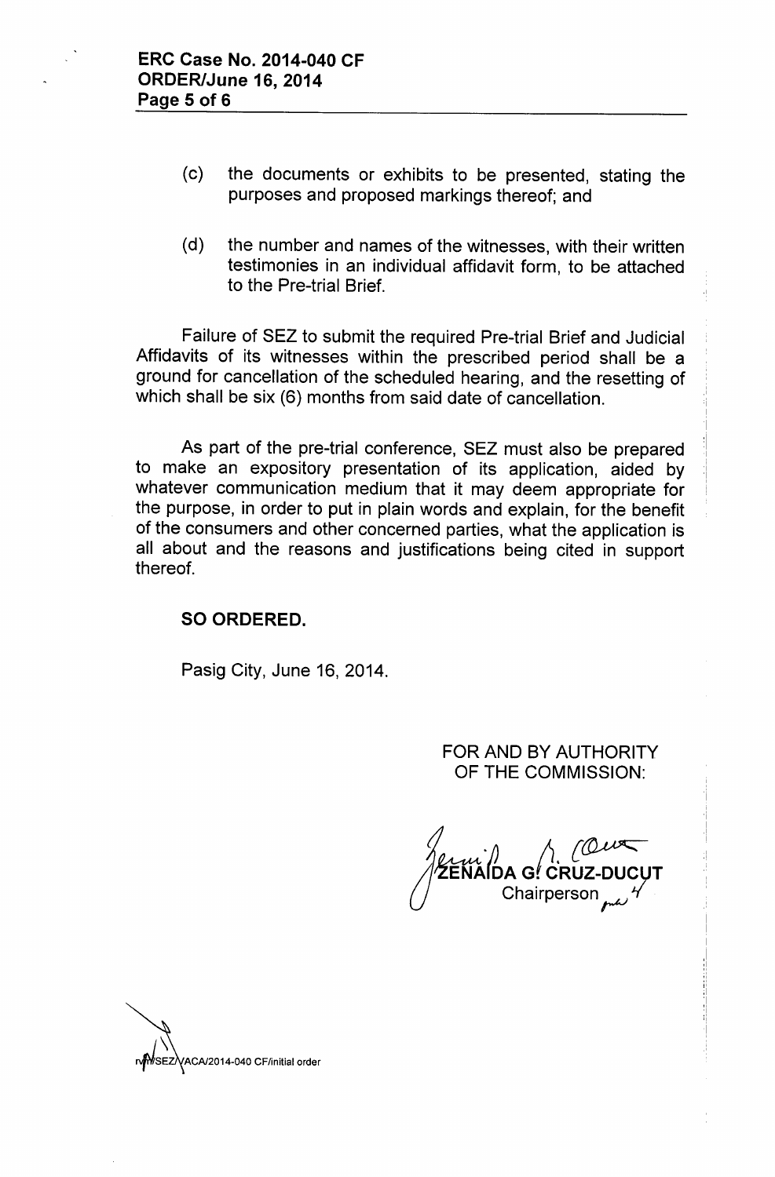(c) the documents or exhibits to be presented, stating the purposes and proposed markings thereof; and

(d) the number and names of the witnesses, with their written testimonies in an individual affidavit form, to be attached to the Pre-trial Brief.

Failure of SEZ to submit the required Pre-trial Brief and Judicial Affidavits of its witnesses within the prescribed period shall be a ground for cancellation of the scheduled hearing, and the resetting of which shall be six (6) months from said date of cancellation.

As part of the pre-trial conference, SEZ must also be prepared to make an expository presentation of its application, aided by whatever communication medium that it may deem appropriate for the purpose, in order to put in plain words and explain, for the benefit of the consumers and other concerned parties, what the application is all about and the reasons and justifications being cited in support thereof.

**SO ORDERED.**

Pasig City, June 16, 2014.

FOR AND BY AUTHORITY
OF THE COMMISSION:

ZENAIDA G. CRUZ-DUCUT
Chairperson

rvr/SEZ/ACA/2014-040 CF/initial order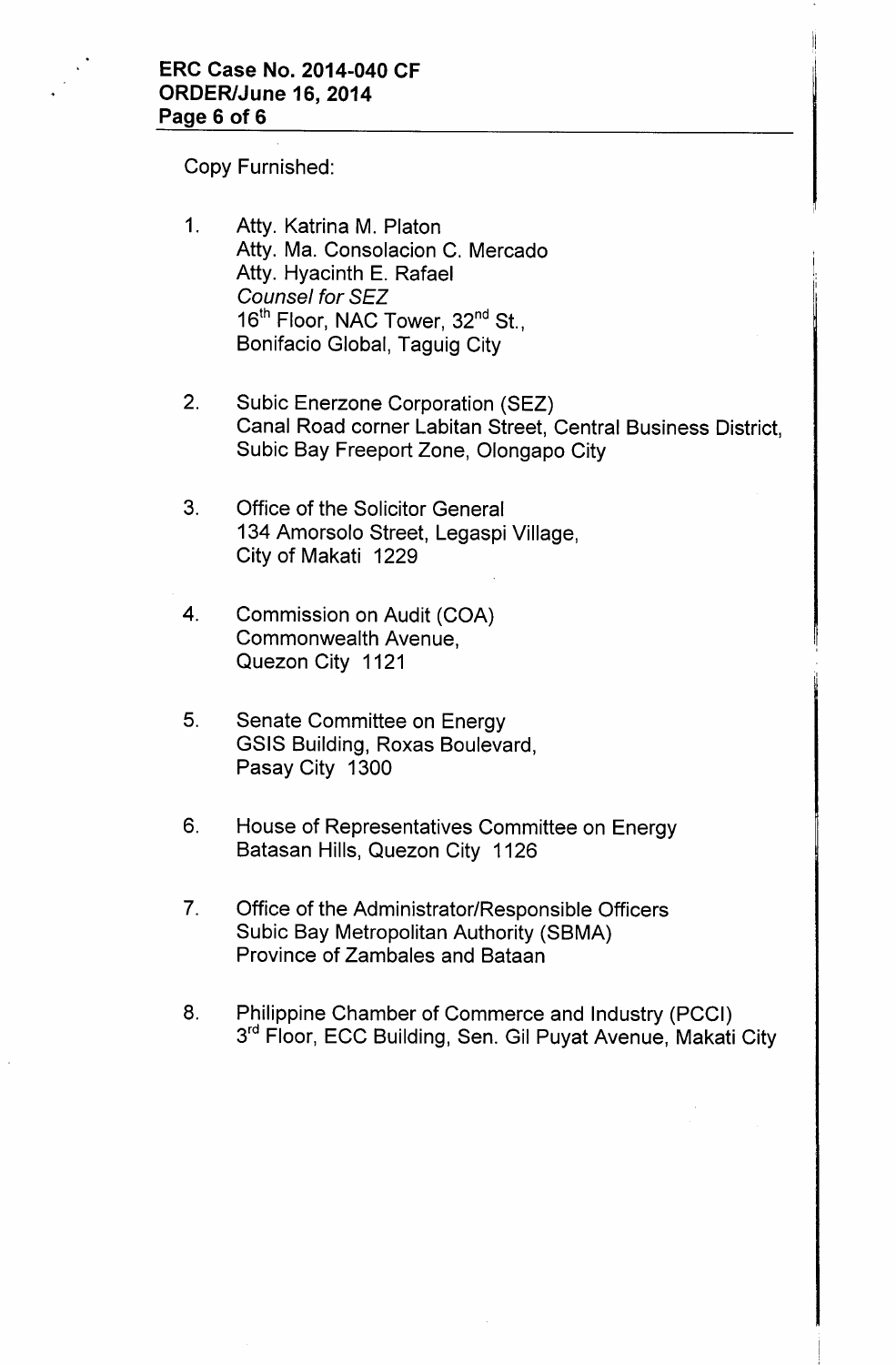Copy Furnished:

1. Atty. Katrina M. Platon
   Atty. Ma. Consolacion C. Mercado
   Atty. Hyacinth E. Rafael
   *Counsel for SEZ*
   16th Floor, NAC Tower, 32nd St.,
   Bonifacio Global, Taguig City

2. Subic Enerzone Corporation (SEZ)
   Canal Road corner Labitan Street, Central Business District,
   Subic Bay Freeport Zone, Olongapo City

3. Office of the Solicitor General
   134 Amorsolo Street, Legaspi Village,
   City of Makati 1229

4. Commission on Audit (COA)
   Commonwealth Avenue,
   Quezon City 1121

5. Senate Committee on Energy
   GSIS Building, Roxas Boulevard,
   Pasay City 1300

6. House of Representatives Committee on Energy
   Batasan Hills, Quezon City 1126

7. Office of the Administrator/Responsible Officers
   Subic Bay Metropolitan Authority (SBMA)
   Province of Zambales and Bataan

8. Philippine Chamber of Commerce and Industry (PCCI)
   3rd Floor, ECC Building, Sen. Gil Puyat Avenue, Makati City